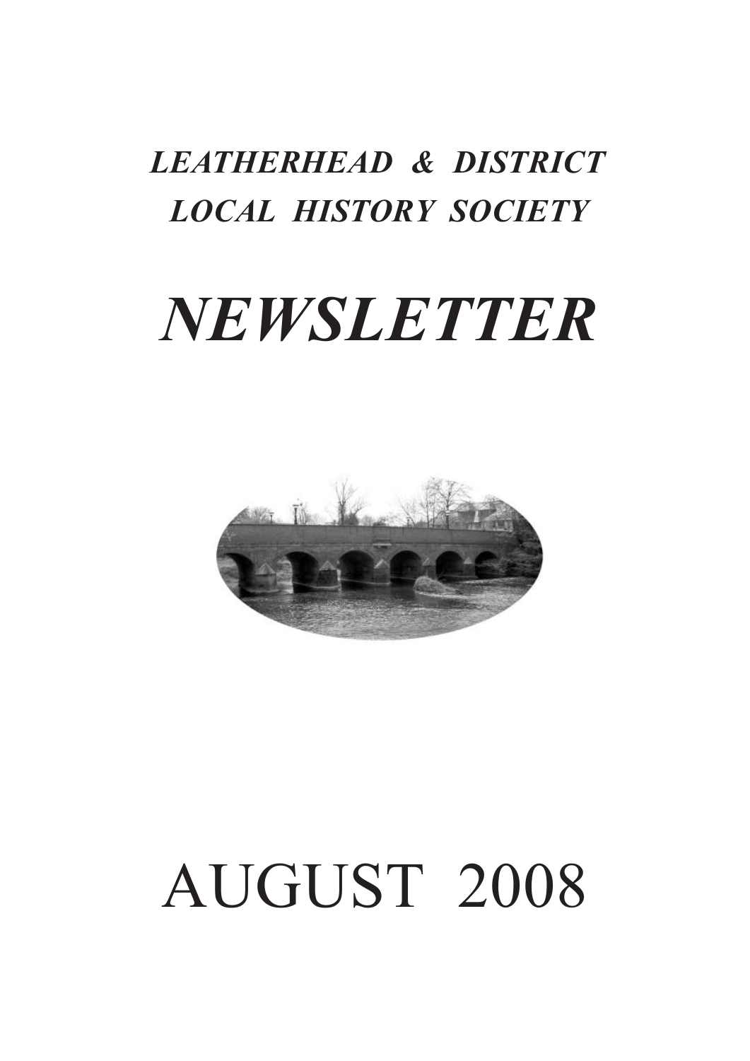# *LEATHERHEAD & DISTRICT LOCAL HISTORY SOCIETY*

# *NEWSLETTER*

# AUGUST 2008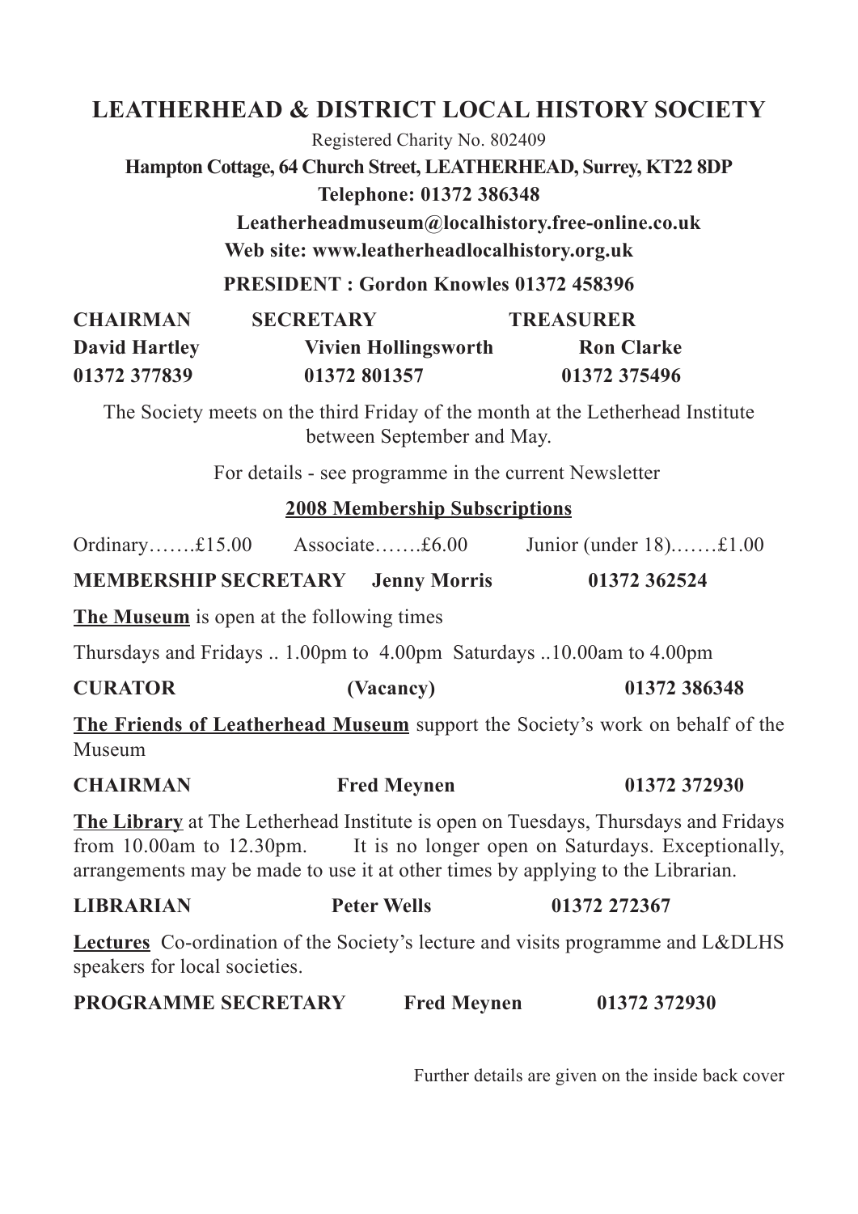# LEATHERHEAD & DISTRICT LOCAL HISTORY SOCIETY

Registered Charity No. 802409

**Hampton Cottage, 64 Church Street, LEATHERHEAD, Surrey, KT22 8DP**

**Telephone: 01372 386348**

**Leatherheadmuseum@localhistory.free-online.co.uk**

**Web site: www.leatherheadlocalhistory.org.uk**

**PRESIDENT : Gordon Knowles 01372 458396**

| CHAIRMAN | SECRETARY | TREASURER |
|---|---|---|
| David Hartley | Vivien Hollingsworth | Ron Clarke |
| 01372 377839 | 01372 801357 | 01372 375496 |

The Society meets on the third Friday of the month at the Letherhead Institute between September and May.

For details - see programme in the current Newsletter

**2008 Membership Subscriptions**

Ordinary…….£15.00 Associate…….£6.00 Junior (under 18).……£1.00

**MEMBERSHIP SECRETARY Jenny Morris 01372 362524**

**The Museum** is open at the following times

Thursdays and Fridays .. 1.00pm to 4.00pm Saturdays ..10.00am to 4.00pm

**CURATOR (Vacancy) 01372 386348**

**The Friends of Leatherhead Museum** support the Society's work on behalf of the Museum

**CHAIRMAN Fred Meynen 01372 372930**

**The Library** at The Letherhead Institute is open on Tuesdays, Thursdays and Fridays from 10.00am to 12.30pm. It is no longer open on Saturdays. Exceptionally, arrangements may be made to use it at other times by applying to the Librarian.

**LIBRARIAN Peter Wells 01372 272367**

**Lectures** Co-ordination of the Society's lecture and visits programme and L&DLHS speakers for local societies.

**PROGRAMME SECRETARY Fred Meynen 01372 372930**

Further details are given on the inside back cover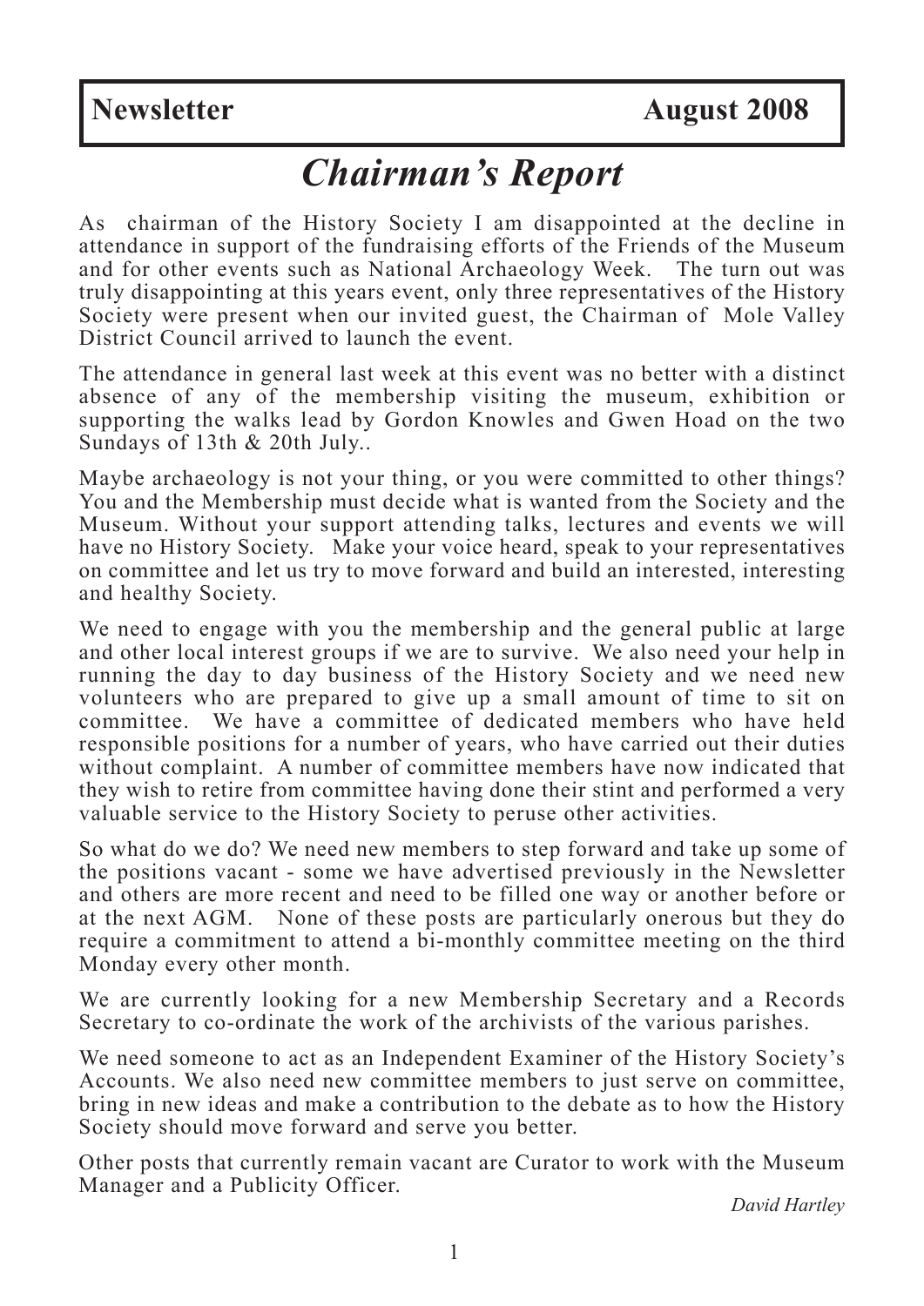**Newsletter** **August 2008**

# *Chairman's Report*

As chairman of the History Society I am disappointed at the decline in attendance in support of the fundraising efforts of the Friends of the Museum and for other events such as National Archaeology Week. The turn out was truly disappointing at this years event, only three representatives of the History Society were present when our invited guest, the Chairman of Mole Valley District Council arrived to launch the event.

The attendance in general last week at this event was no better with a distinct absence of any of the membership visiting the museum, exhibition or supporting the walks lead by Gordon Knowles and Gwen Hoad on the two Sundays of 13th & 20th July..

Maybe archaeology is not your thing, or you were committed to other things? You and the Membership must decide what is wanted from the Society and the Museum. Without your support attending talks, lectures and events we will have no History Society. Make your voice heard, speak to your representatives on committee and let us try to move forward and build an interested, interesting and healthy Society.

We need to engage with you the membership and the general public at large and other local interest groups if we are to survive. We also need your help in running the day to day business of the History Society and we need new volunteers who are prepared to give up a small amount of time to sit on committee. We have a committee of dedicated members who have held responsible positions for a number of years, who have carried out their duties without complaint. A number of committee members have now indicated that they wish to retire from committee having done their stint and performed a very valuable service to the History Society to peruse other activities.

So what do we do? We need new members to step forward and take up some of the positions vacant - some we have advertised previously in the Newsletter and others are more recent and need to be filled one way or another before or at the next AGM. None of these posts are particularly onerous but they do require a commitment to attend a bi-monthly committee meeting on the third Monday every other month.

We are currently looking for a new Membership Secretary and a Records Secretary to co-ordinate the work of the archivists of the various parishes.

We need someone to act as an Independent Examiner of the History Society's Accounts. We also need new committee members to just serve on committee, bring in new ideas and make a contribution to the debate as to how the History Society should move forward and serve you better.

Other posts that currently remain vacant are Curator to work with the Museum Manager and a Publicity Officer.

*David Hartley*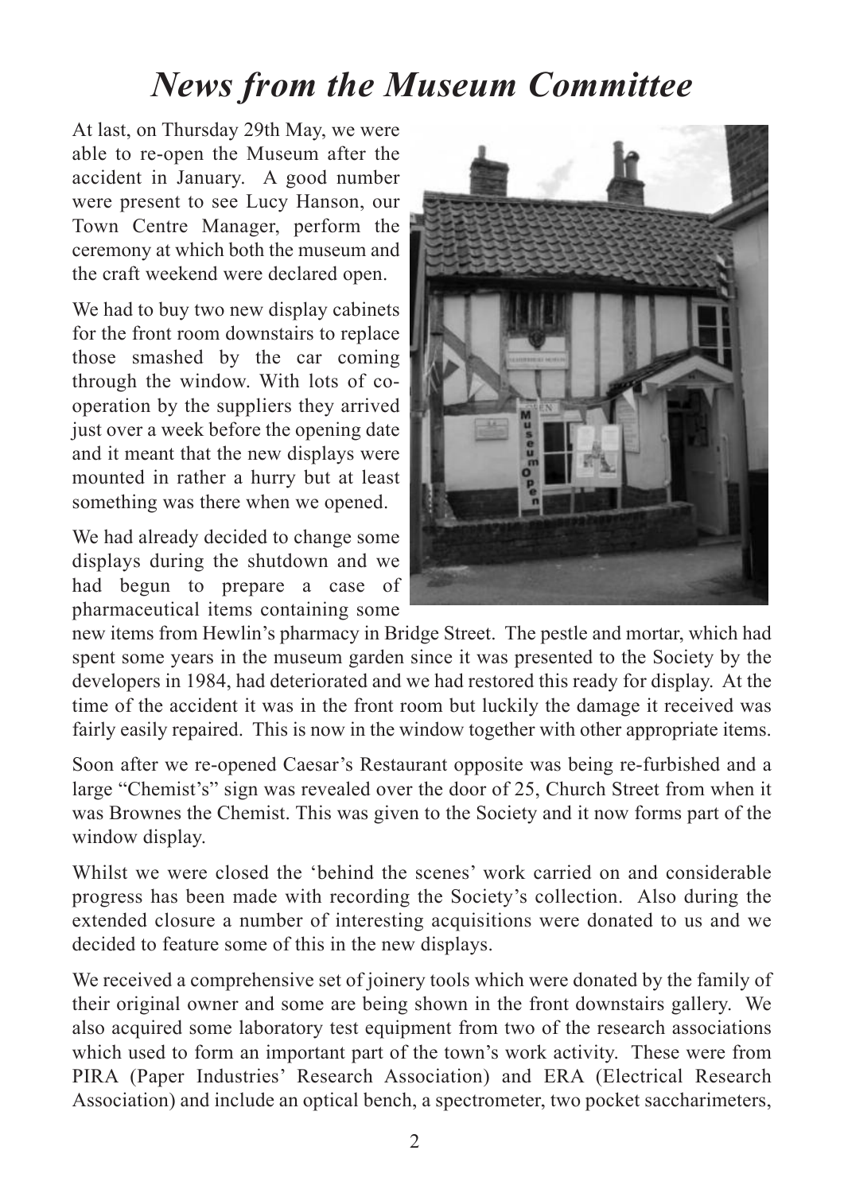# *News from the Museum Committee*

At last, on Thursday 29th May, we were able to re-open the Museum after the accident in January. A good number were present to see Lucy Hanson, our Town Centre Manager, perform the ceremony at which both the museum and the craft weekend were declared open.

We had to buy two new display cabinets for the front room downstairs to replace those smashed by the car coming through the window. With lots of co-operation by the suppliers they arrived just over a week before the opening date and it meant that the new displays were mounted in rather a hurry but at least something was there when we opened.

We had already decided to change some displays during the shutdown and we had begun to prepare a case of pharmaceutical items containing some new items from Hewlin's pharmacy in Bridge Street. The pestle and mortar, which had spent some years in the museum garden since it was presented to the Society by the developers in 1984, had deteriorated and we had restored this ready for display. At the time of the accident it was in the front room but luckily the damage it received was fairly easily repaired. This is now in the window together with other appropriate items.

Soon after we re-opened Caesar's Restaurant opposite was being re-furbished and a large "Chemist's" sign was revealed over the door of 25, Church Street from when it was Brownes the Chemist. This was given to the Society and it now forms part of the window display.

Whilst we were closed the 'behind the scenes' work carried on and considerable progress has been made with recording the Society's collection. Also during the extended closure a number of interesting acquisitions were donated to us and we decided to feature some of this in the new displays.

We received a comprehensive set of joinery tools which were donated by the family of their original owner and some are being shown in the front downstairs gallery. We also acquired some laboratory test equipment from two of the research associations which used to form an important part of the town's work activity. These were from PIRA (Paper Industries' Research Association) and ERA (Electrical Research Association) and include an optical bench, a spectrometer, two pocket saccharimeters,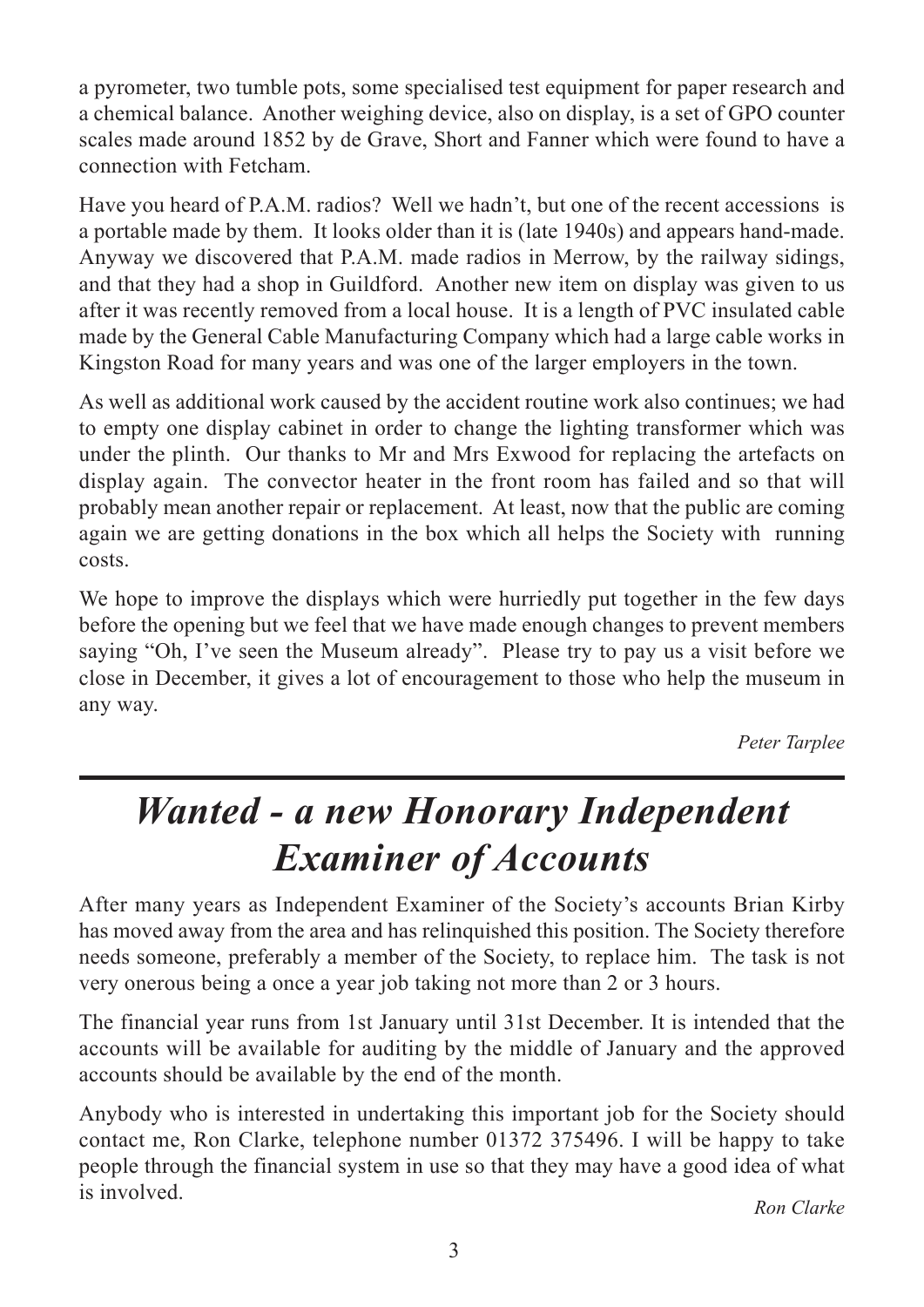a pyrometer, two tumble pots, some specialised test equipment for paper research and a chemical balance. Another weighing device, also on display, is a set of GPO counter scales made around 1852 by de Grave, Short and Fanner which were found to have a connection with Fetcham.

Have you heard of P.A.M. radios? Well we hadn't, but one of the recent accessions is a portable made by them. It looks older than it is (late 1940s) and appears hand-made. Anyway we discovered that P.A.M. made radios in Merrow, by the railway sidings, and that they had a shop in Guildford. Another new item on display was given to us after it was recently removed from a local house. It is a length of PVC insulated cable made by the General Cable Manufacturing Company which had a large cable works in Kingston Road for many years and was one of the larger employers in the town.

As well as additional work caused by the accident routine work also continues; we had to empty one display cabinet in order to change the lighting transformer which was under the plinth. Our thanks to Mr and Mrs Exwood for replacing the artefacts on display again. The convector heater in the front room has failed and so that will probably mean another repair or replacement. At least, now that the public are coming again we are getting donations in the box which all helps the Society with running costs.

We hope to improve the displays which were hurriedly put together in the few days before the opening but we feel that we have made enough changes to prevent members saying "Oh, I've seen the Museum already". Please try to pay us a visit before we close in December, it gives a lot of encouragement to those who help the museum in any way.

*Peter Tarplee*

---

# *Wanted - a new Honorary Independent Examiner of Accounts*

After many years as Independent Examiner of the Society's accounts Brian Kirby has moved away from the area and has relinquished this position. The Society therefore needs someone, preferably a member of the Society, to replace him. The task is not very onerous being a once a year job taking not more than 2 or 3 hours.

The financial year runs from 1st January until 31st December. It is intended that the accounts will be available for auditing by the middle of January and the approved accounts should be available by the end of the month.

Anybody who is interested in undertaking this important job for the Society should contact me, Ron Clarke, telephone number 01372 375496. I will be happy to take people through the financial system in use so that they may have a good idea of what is involved.

*Ron Clarke*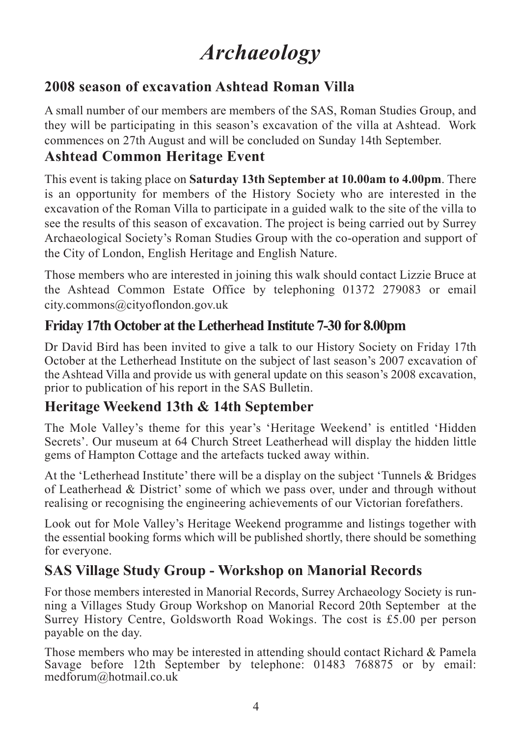# *Archaeology*

## 2008 season of excavation Ashtead Roman Villa

A small number of our members are members of the SAS, Roman Studies Group, and they will be participating in this season's excavation of the villa at Ashtead. Work commences on 27th August and will be concluded on Sunday 14th September.

## Ashtead Common Heritage Event

This event is taking place on **Saturday 13th September at 10.00am to 4.00pm**. There is an opportunity for members of the History Society who are interested in the excavation of the Roman Villa to participate in a guided walk to the site of the villa to see the results of this season of excavation. The project is being carried out by Surrey Archaeological Society's Roman Studies Group with the co-operation and support of the City of London, English Heritage and English Nature.

Those members who are interested in joining this walk should contact Lizzie Bruce at the Ashtead Common Estate Office by telephoning 01372 279083 or email city.commons@cityoflondon.gov.uk

## Friday 17th October at the Letherhead Institute 7-30 for 8.00pm

Dr David Bird has been invited to give a talk to our History Society on Friday 17th October at the Letherhead Institute on the subject of last season's 2007 excavation of the Ashtead Villa and provide us with general update on this season's 2008 excavation, prior to publication of his report in the SAS Bulletin.

## Heritage Weekend 13th & 14th September

The Mole Valley's theme for this year's 'Heritage Weekend' is entitled 'Hidden Secrets'. Our museum at 64 Church Street Leatherhead will display the hidden little gems of Hampton Cottage and the artefacts tucked away within.

At the 'Letherhead Institute' there will be a display on the subject 'Tunnels & Bridges of Leatherhead & District' some of which we pass over, under and through without realising or recognising the engineering achievements of our Victorian forefathers.

Look out for Mole Valley's Heritage Weekend programme and listings together with the essential booking forms which will be published shortly, there should be something for everyone.

## SAS Village Study Group - Workshop on Manorial Records

For those members interested in Manorial Records, Surrey Archaeology Society is running a Villages Study Group Workshop on Manorial Record 20th September at the Surrey History Centre, Goldsworth Road Wokings. The cost is £5.00 per person payable on the day.

Those members who may be interested in attending should contact Richard & Pamela Savage before 12th September by telephone: 01483 768875 or by email: medforum@hotmail.co.uk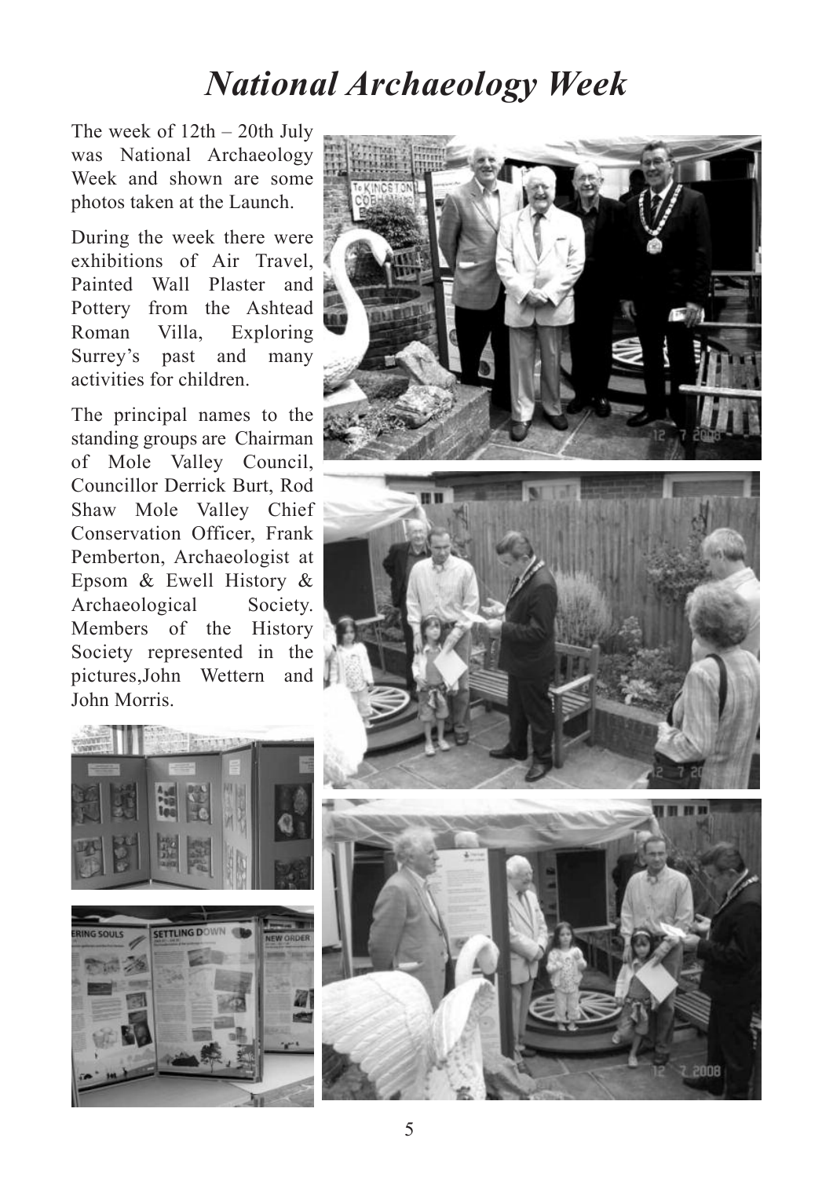# National Archaeology Week

The week of 12th – 20th July was National Archaeology Week and shown are some photos taken at the Launch.

During the week there were exhibitions of Air Travel, Painted Wall Plaster and Pottery from the Ashtead Roman Villa, Exploring Surrey's past and many activities for children.

The principal names to the standing groups are Chairman of Mole Valley Council, Councillor Derrick Burt, Rod Shaw Mole Valley Chief Conservation Officer, Frank Pemberton, Archaeologist at Epsom & Ewell History & Archaeological Society. Members of the History Society represented in the pictures,John Wettern and John Morris.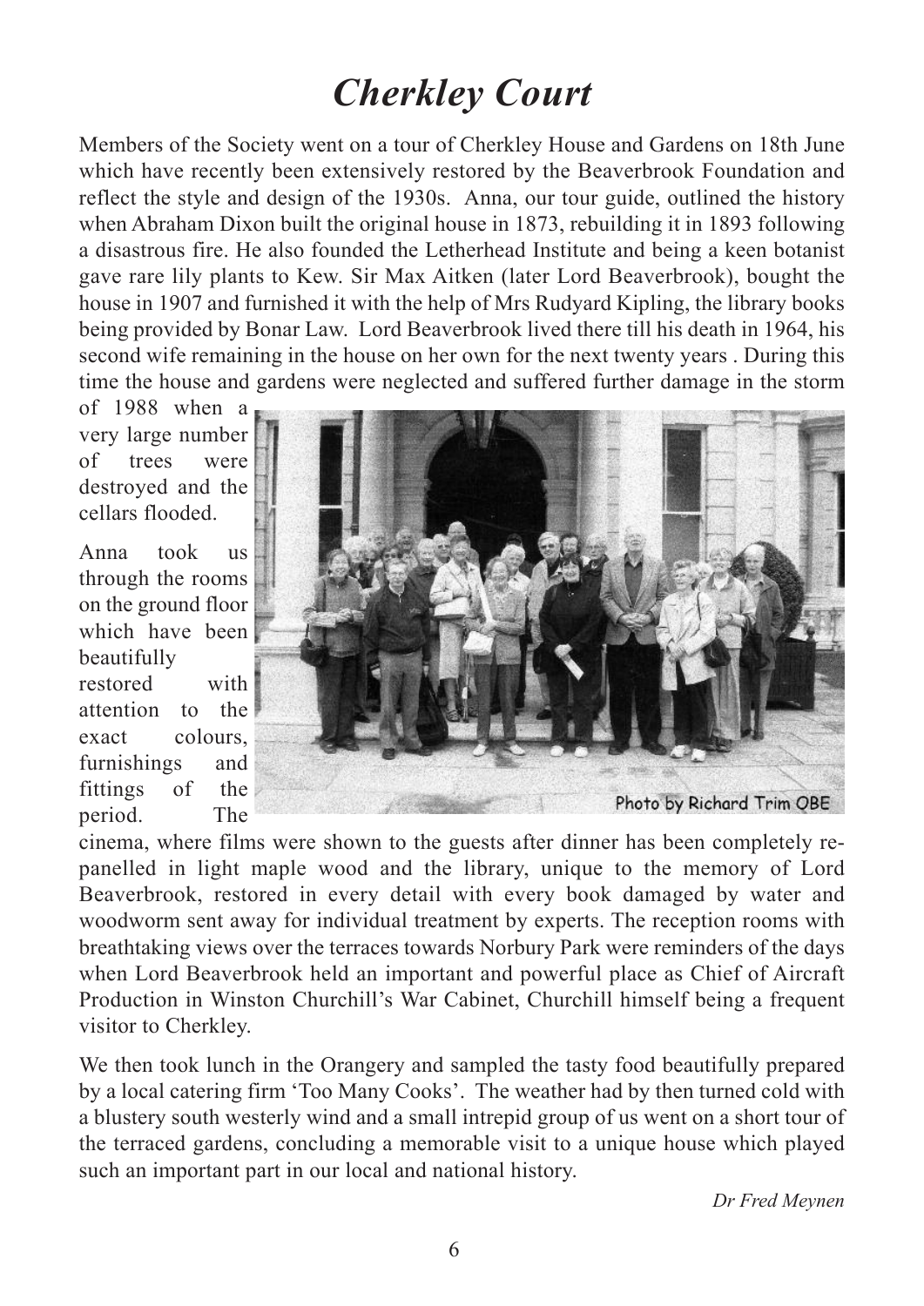# *Cherkley Court*

Members of the Society went on a tour of Cherkley House and Gardens on 18th June which have recently been extensively restored by the Beaverbrook Foundation and reflect the style and design of the 1930s. Anna, our tour guide, outlined the history when Abraham Dixon built the original house in 1873, rebuilding it in 1893 following a disastrous fire. He also founded the Letherhead Institute and being a keen botanist gave rare lily plants to Kew. Sir Max Aitken (later Lord Beaverbrook), bought the house in 1907 and furnished it with the help of Mrs Rudyard Kipling, the library books being provided by Bonar Law. Lord Beaverbrook lived there till his death in 1964, his second wife remaining in the house on her own for the next twenty years . During this time the house and gardens were neglected and suffered further damage in the storm of 1988 when a very large number of trees were destroyed and the cellars flooded.

Photo by Richard Trim OBE

Anna took us through the rooms on the ground floor which have been beautifully restored with attention to the exact colours, furnishings and fittings of the period. The cinema, where films were shown to the guests after dinner has been completely re-panelled in light maple wood and the library, unique to the memory of Lord Beaverbrook, restored in every detail with every book damaged by water and woodworm sent away for individual treatment by experts. The reception rooms with breathtaking views over the terraces towards Norbury Park were reminders of the days when Lord Beaverbrook held an important and powerful place as Chief of Aircraft Production in Winston Churchill's War Cabinet, Churchill himself being a frequent visitor to Cherkley.

We then took lunch in the Orangery and sampled the tasty food beautifully prepared by a local catering firm 'Too Many Cooks'. The weather had by then turned cold with a blustery south westerly wind and a small intrepid group of us went on a short tour of the terraced gardens, concluding a memorable visit to a unique house which played such an important part in our local and national history.

*Dr Fred Meynen*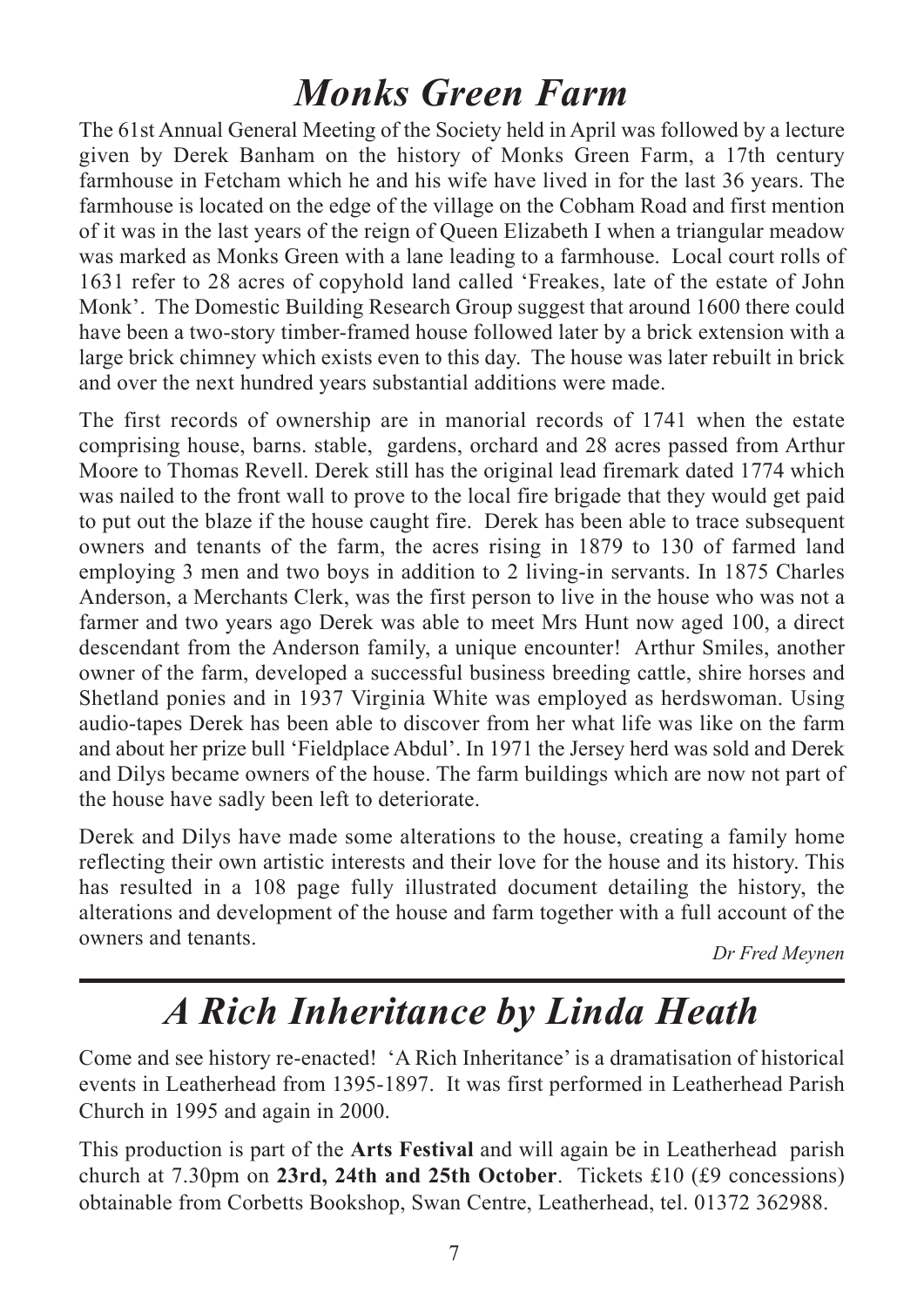# *Monks Green Farm*

The 61st Annual General Meeting of the Society held in April was followed by a lecture given by Derek Banham on the history of Monks Green Farm, a 17th century farmhouse in Fetcham which he and his wife have lived in for the last 36 years. The farmhouse is located on the edge of the village on the Cobham Road and first mention of it was in the last years of the reign of Queen Elizabeth I when a triangular meadow was marked as Monks Green with a lane leading to a farmhouse. Local court rolls of 1631 refer to 28 acres of copyhold land called 'Freakes, late of the estate of John Monk'. The Domestic Building Research Group suggest that around 1600 there could have been a two-story timber-framed house followed later by a brick extension with a large brick chimney which exists even to this day. The house was later rebuilt in brick and over the next hundred years substantial additions were made.

The first records of ownership are in manorial records of 1741 when the estate comprising house, barns. stable, gardens, orchard and 28 acres passed from Arthur Moore to Thomas Revell. Derek still has the original lead firemark dated 1774 which was nailed to the front wall to prove to the local fire brigade that they would get paid to put out the blaze if the house caught fire. Derek has been able to trace subsequent owners and tenants of the farm, the acres rising in 1879 to 130 of farmed land employing 3 men and two boys in addition to 2 living-in servants. In 1875 Charles Anderson, a Merchants Clerk, was the first person to live in the house who was not a farmer and two years ago Derek was able to meet Mrs Hunt now aged 100, a direct descendant from the Anderson family, a unique encounter! Arthur Smiles, another owner of the farm, developed a successful business breeding cattle, shire horses and Shetland ponies and in 1937 Virginia White was employed as herdswoman. Using audio-tapes Derek has been able to discover from her what life was like on the farm and about her prize bull 'Fieldplace Abdul'. In 1971 the Jersey herd was sold and Derek and Dilys became owners of the house. The farm buildings which are now not part of the house have sadly been left to deteriorate.

Derek and Dilys have made some alterations to the house, creating a family home reflecting their own artistic interests and their love for the house and its history. This has resulted in a 108 page fully illustrated document detailing the history, the alterations and development of the house and farm together with a full account of the owners and tenants.

*Dr Fred Meynen*

---

# *A Rich Inheritance by Linda Heath*

Come and see history re-enacted! 'A Rich Inheritance' is a dramatisation of historical events in Leatherhead from 1395-1897. It was first performed in Leatherhead Parish Church in 1995 and again in 2000.

This production is part of the **Arts Festival** and will again be in Leatherhead parish church at 7.30pm on **23rd, 24th and 25th October**. Tickets £10 (£9 concessions) obtainable from Corbetts Bookshop, Swan Centre, Leatherhead, tel. 01372 362988.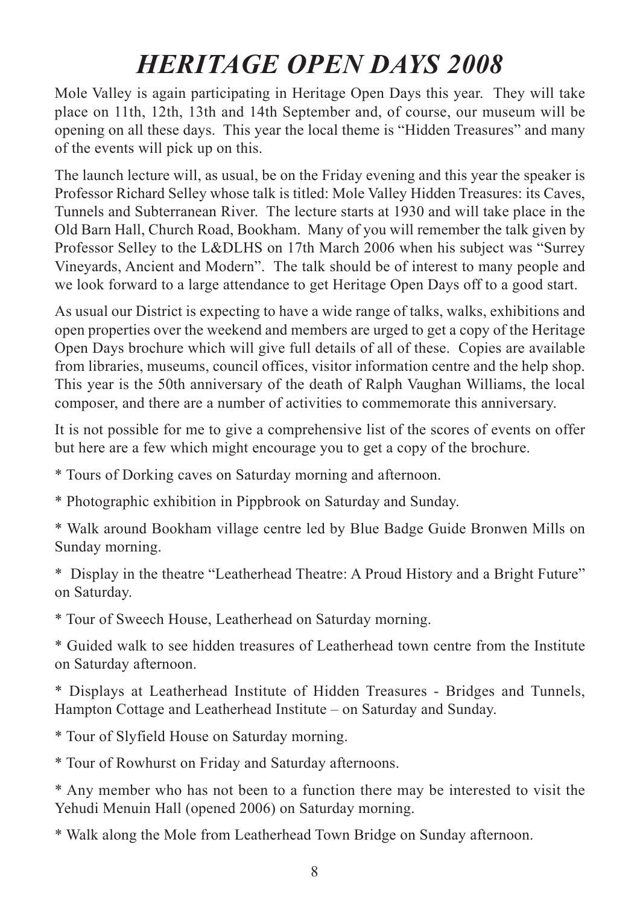# *HERITAGE OPEN DAYS 2008*

Mole Valley is again participating in Heritage Open Days this year. They will take place on 11th, 12th, 13th and 14th September and, of course, our museum will be opening on all these days. This year the local theme is "Hidden Treasures" and many of the events will pick up on this.

The launch lecture will, as usual, be on the Friday evening and this year the speaker is Professor Richard Selley whose talk is titled: Mole Valley Hidden Treasures: its Caves, Tunnels and Subterranean River. The lecture starts at 1930 and will take place in the Old Barn Hall, Church Road, Bookham. Many of you will remember the talk given by Professor Selley to the L&DLHS on 17th March 2006 when his subject was "Surrey Vineyards, Ancient and Modern". The talk should be of interest to many people and we look forward to a large attendance to get Heritage Open Days off to a good start.

As usual our District is expecting to have a wide range of talks, walks, exhibitions and open properties over the weekend and members are urged to get a copy of the Heritage Open Days brochure which will give full details of all of these. Copies are available from libraries, museums, council offices, visitor information centre and the help shop. This year is the 50th anniversary of the death of Ralph Vaughan Williams, the local composer, and there are a number of activities to commemorate this anniversary.

It is not possible for me to give a comprehensive list of the scores of events on offer but here are a few which might encourage you to get a copy of the brochure.

* Tours of Dorking caves on Saturday morning and afternoon.

* Photographic exhibition in Pippbrook on Saturday and Sunday.

* Walk around Bookham village centre led by Blue Badge Guide Bronwen Mills on Sunday morning.

* Display in the theatre "Leatherhead Theatre: A Proud History and a Bright Future" on Saturday.

* Tour of Sweech House, Leatherhead on Saturday morning.

* Guided walk to see hidden treasures of Leatherhead town centre from the Institute on Saturday afternoon.

* Displays at Leatherhead Institute of Hidden Treasures - Bridges and Tunnels, Hampton Cottage and Leatherhead Institute – on Saturday and Sunday.

* Tour of Slyfield House on Saturday morning.

* Tour of Rowhurst on Friday and Saturday afternoons.

* Any member who has not been to a function there may be interested to visit the Yehudi Menuin Hall (opened 2006) on Saturday morning.

* Walk along the Mole from Leatherhead Town Bridge on Sunday afternoon.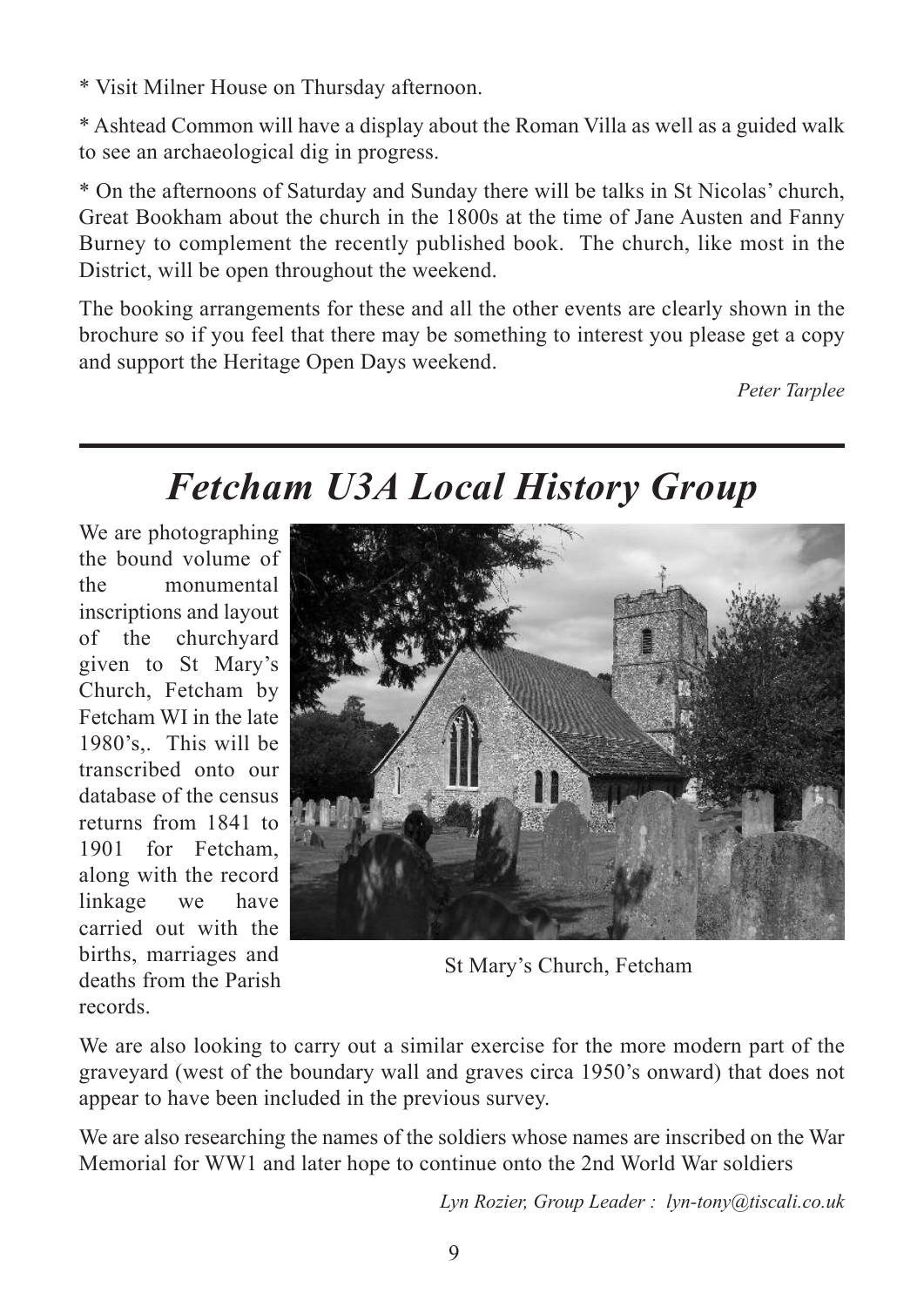* Visit Milner House on Thursday afternoon.

* Ashtead Common will have a display about the Roman Villa as well as a guided walk to see an archaeological dig in progress.

* On the afternoons of Saturday and Sunday there will be talks in St Nicolas' church, Great Bookham about the church in the 1800s at the time of Jane Austen and Fanny Burney to complement the recently published book. The church, like most in the District, will be open throughout the weekend.

The booking arrangements for these and all the other events are clearly shown in the brochure so if you feel that there may be something to interest you please get a copy and support the Heritage Open Days weekend.

*Peter Tarplee*

---

# *Fetcham U3A Local History Group*

We are photographing the bound volume of the monumental inscriptions and layout of the churchyard given to St Mary's Church, Fetcham by Fetcham WI in the late 1980's,. This will be transcribed onto our database of the census returns from 1841 to 1901 for Fetcham, along with the record linkage we have carried out with the births, marriages and deaths from the Parish records.

St Mary's Church, Fetcham

We are also looking to carry out a similar exercise for the more modern part of the graveyard (west of the boundary wall and graves circa 1950's onward) that does not appear to have been included in the previous survey.

We are also researching the names of the soldiers whose names are inscribed on the War Memorial for WW1 and later hope to continue onto the 2nd World War soldiers

*Lyn Rozier, Group Leader : lyn-tony@tiscali.co.uk*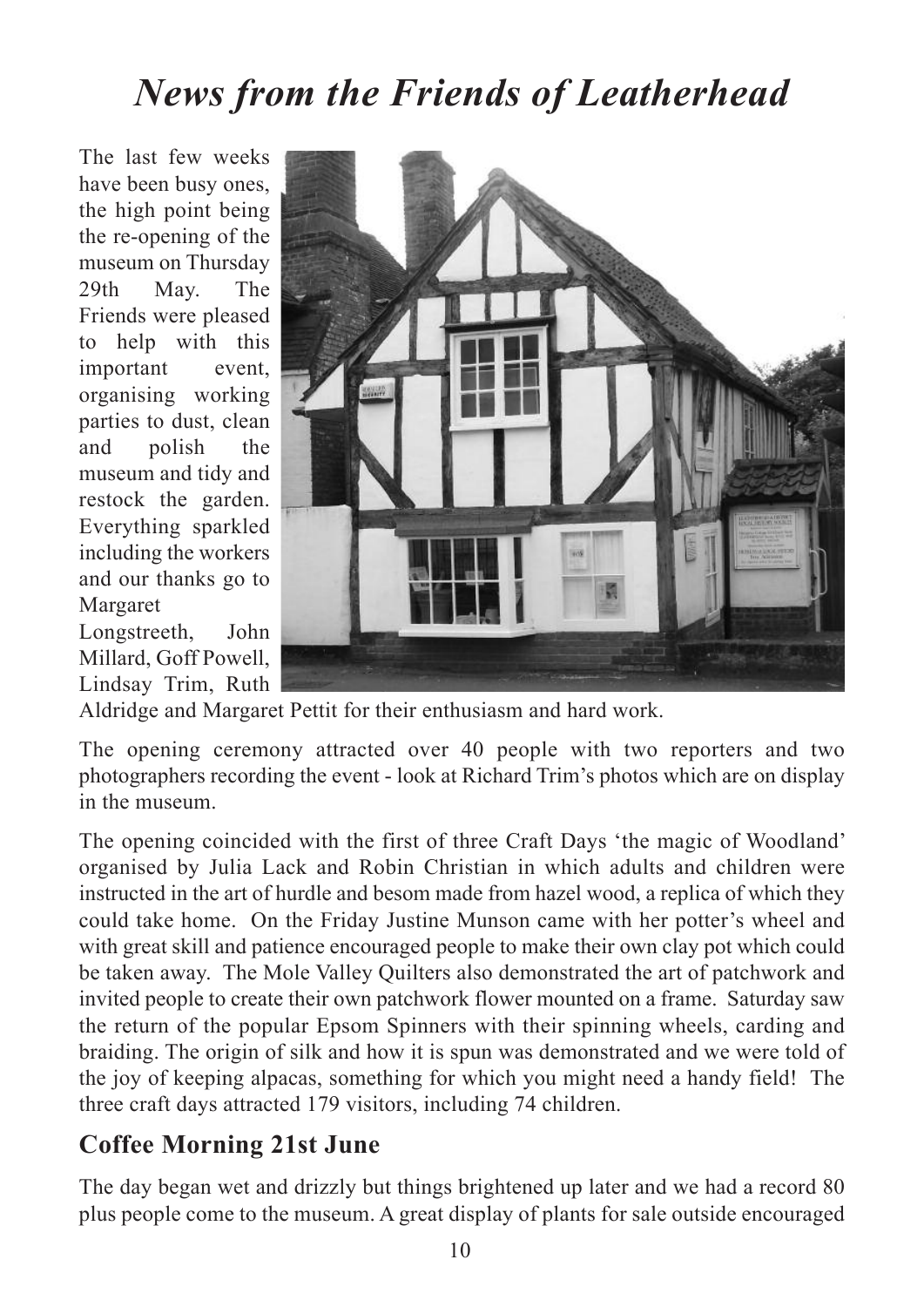# *News from the Friends of Leatherhead*

The last few weeks have been busy ones, the high point being the re-opening of the museum on Thursday 29th May. The Friends were pleased to help with this important event, organising working parties to dust, clean and polish the museum and tidy and restock the garden. Everything sparkled including the workers and our thanks go to Margaret Longstreeth, John Millard, Goff Powell, Lindsay Trim, Ruth Aldridge and Margaret Pettit for their enthusiasm and hard work.

The opening ceremony attracted over 40 people with two reporters and two photographers recording the event - look at Richard Trim's photos which are on display in the museum.

The opening coincided with the first of three Craft Days 'the magic of Woodland' organised by Julia Lack and Robin Christian in which adults and children were instructed in the art of hurdle and besom made from hazel wood, a replica of which they could take home. On the Friday Justine Munson came with her potter's wheel and with great skill and patience encouraged people to make their own clay pot which could be taken away. The Mole Valley Quilters also demonstrated the art of patchwork and invited people to create their own patchwork flower mounted on a frame. Saturday saw the return of the popular Epsom Spinners with their spinning wheels, carding and braiding. The origin of silk and how it is spun was demonstrated and we were told of the joy of keeping alpacas, something for which you might need a handy field! The three craft days attracted 179 visitors, including 74 children.

## **Coffee Morning 21st June**

The day began wet and drizzly but things brightened up later and we had a record 80 plus people come to the museum. A great display of plants for sale outside encouraged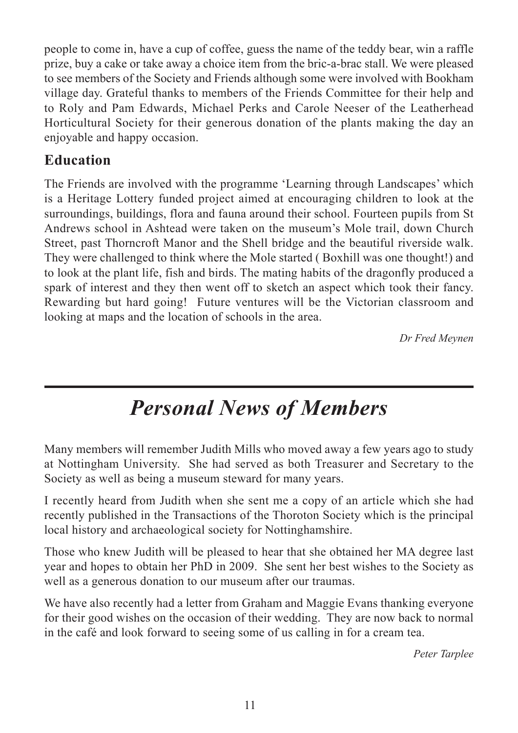people to come in, have a cup of coffee, guess the name of the teddy bear, win a raffle prize, buy a cake or take away a choice item from the bric-a-brac stall. We were pleased to see members of the Society and Friends although some were involved with Bookham village day. Grateful thanks to members of the Friends Committee for their help and to Roly and Pam Edwards, Michael Perks and Carole Neeser of the Leatherhead Horticultural Society for their generous donation of the plants making the day an enjoyable and happy occasion.

## Education

The Friends are involved with the programme 'Learning through Landscapes' which is a Heritage Lottery funded project aimed at encouraging children to look at the surroundings, buildings, flora and fauna around their school. Fourteen pupils from St Andrews school in Ashtead were taken on the museum's Mole trail, down Church Street, past Thorncroft Manor and the Shell bridge and the beautiful riverside walk. They were challenged to think where the Mole started ( Boxhill was one thought!) and to look at the plant life, fish and birds. The mating habits of the dragonfly produced a spark of interest and they then went off to sketch an aspect which took their fancy. Rewarding but hard going! Future ventures will be the Victorian classroom and looking at maps and the location of schools in the area.

*Dr Fred Meynen*

---

# *Personal News of Members*

Many members will remember Judith Mills who moved away a few years ago to study at Nottingham University. She had served as both Treasurer and Secretary to the Society as well as being a museum steward for many years.

I recently heard from Judith when she sent me a copy of an article which she had recently published in the Transactions of the Thoroton Society which is the principal local history and archaeological society for Nottinghamshire.

Those who knew Judith will be pleased to hear that she obtained her MA degree last year and hopes to obtain her PhD in 2009. She sent her best wishes to the Society as well as a generous donation to our museum after our traumas.

We have also recently had a letter from Graham and Maggie Evans thanking everyone for their good wishes on the occasion of their wedding. They are now back to normal in the café and look forward to seeing some of us calling in for a cream tea.

*Peter Tarplee*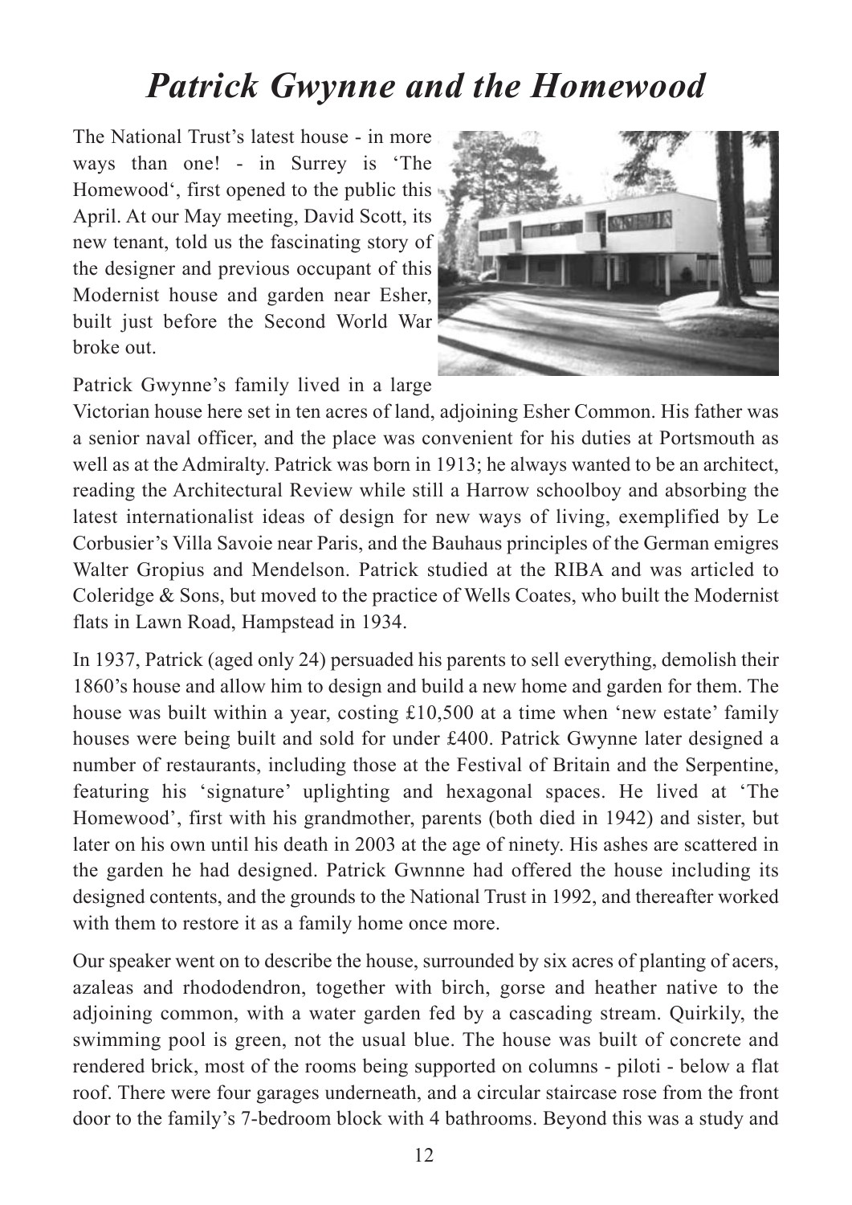# *Patrick Gwynne and the Homewood*

The National Trust's latest house - in more ways than one! - in Surrey is 'The Homewood', first opened to the public this April. At our May meeting, David Scott, its new tenant, told us the fascinating story of the designer and previous occupant of this Modernist house and garden near Esher, built just before the Second World War broke out.

Patrick Gwynne's family lived in a large Victorian house here set in ten acres of land, adjoining Esher Common. His father was a senior naval officer, and the place was convenient for his duties at Portsmouth as well as at the Admiralty. Patrick was born in 1913; he always wanted to be an architect, reading the Architectural Review while still a Harrow schoolboy and absorbing the latest internationalist ideas of design for new ways of living, exemplified by Le Corbusier's Villa Savoie near Paris, and the Bauhaus principles of the German emigres Walter Gropius and Mendelson. Patrick studied at the RIBA and was articled to Coleridge & Sons, but moved to the practice of Wells Coates, who built the Modernist flats in Lawn Road, Hampstead in 1934.

In 1937, Patrick (aged only 24) persuaded his parents to sell everything, demolish their 1860's house and allow him to design and build a new home and garden for them. The house was built within a year, costing £10,500 at a time when 'new estate' family houses were being built and sold for under £400. Patrick Gwynne later designed a number of restaurants, including those at the Festival of Britain and the Serpentine, featuring his 'signature' uplighting and hexagonal spaces. He lived at 'The Homewood', first with his grandmother, parents (both died in 1942) and sister, but later on his own until his death in 2003 at the age of ninety. His ashes are scattered in the garden he had designed. Patrick Gwnnne had offered the house including its designed contents, and the grounds to the National Trust in 1992, and thereafter worked with them to restore it as a family home once more.

Our speaker went on to describe the house, surrounded by six acres of planting of acers, azaleas and rhododendron, together with birch, gorse and heather native to the adjoining common, with a water garden fed by a cascading stream. Quirkily, the swimming pool is green, not the usual blue. The house was built of concrete and rendered brick, most of the rooms being supported on columns - piloti - below a flat roof. There were four garages underneath, and a circular staircase rose from the front door to the family's 7-bedroom block with 4 bathrooms. Beyond this was a study and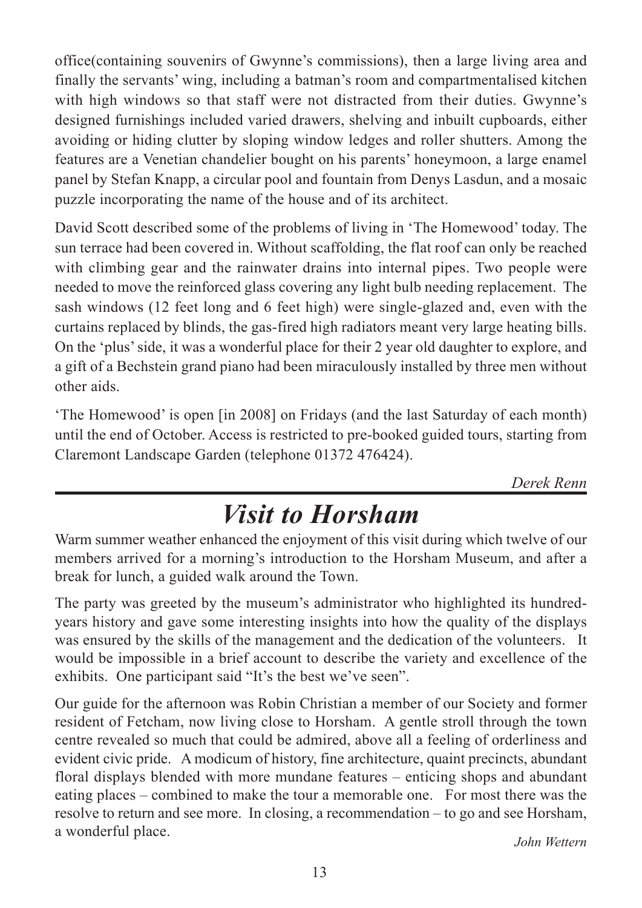office(containing souvenirs of Gwynne's commissions), then a large living area and finally the servants' wing, including a batman's room and compartmentalised kitchen with high windows so that staff were not distracted from their duties. Gwynne's designed furnishings included varied drawers, shelving and inbuilt cupboards, either avoiding or hiding clutter by sloping window ledges and roller shutters. Among the features are a Venetian chandelier bought on his parents' honeymoon, a large enamel panel by Stefan Knapp, a circular pool and fountain from Denys Lasdun, and a mosaic puzzle incorporating the name of the house and of its architect.

David Scott described some of the problems of living in 'The Homewood' today. The sun terrace had been covered in. Without scaffolding, the flat roof can only be reached with climbing gear and the rainwater drains into internal pipes. Two people were needed to move the reinforced glass covering any light bulb needing replacement. The sash windows (12 feet long and 6 feet high) were single-glazed and, even with the curtains replaced by blinds, the gas-fired high radiators meant very large heating bills. On the 'plus' side, it was a wonderful place for their 2 year old daughter to explore, and a gift of a Bechstein grand piano had been miraculously installed by three men without other aids.

'The Homewood' is open [in 2008] on Fridays (and the last Saturday of each month) until the end of October. Access is restricted to pre-booked guided tours, starting from Claremont Landscape Garden (telephone 01372 476424).

*Derek Renn*

# *Visit to Horsham*

Warm summer weather enhanced the enjoyment of this visit during which twelve of our members arrived for a morning's introduction to the Horsham Museum, and after a break for lunch, a guided walk around the Town.

The party was greeted by the museum's administrator who highlighted its hundred-years history and gave some interesting insights into how the quality of the displays was ensured by the skills of the management and the dedication of the volunteers. It would be impossible in a brief account to describe the variety and excellence of the exhibits. One participant said "It's the best we've seen".

Our guide for the afternoon was Robin Christian a member of our Society and former resident of Fetcham, now living close to Horsham. A gentle stroll through the town centre revealed so much that could be admired, above all a feeling of orderliness and evident civic pride. A modicum of history, fine architecture, quaint precincts, abundant floral displays blended with more mundane features – enticing shops and abundant eating places – combined to make the tour a memorable one. For most there was the resolve to return and see more. In closing, a recommendation – to go and see Horsham, a wonderful place.

*John Wettern*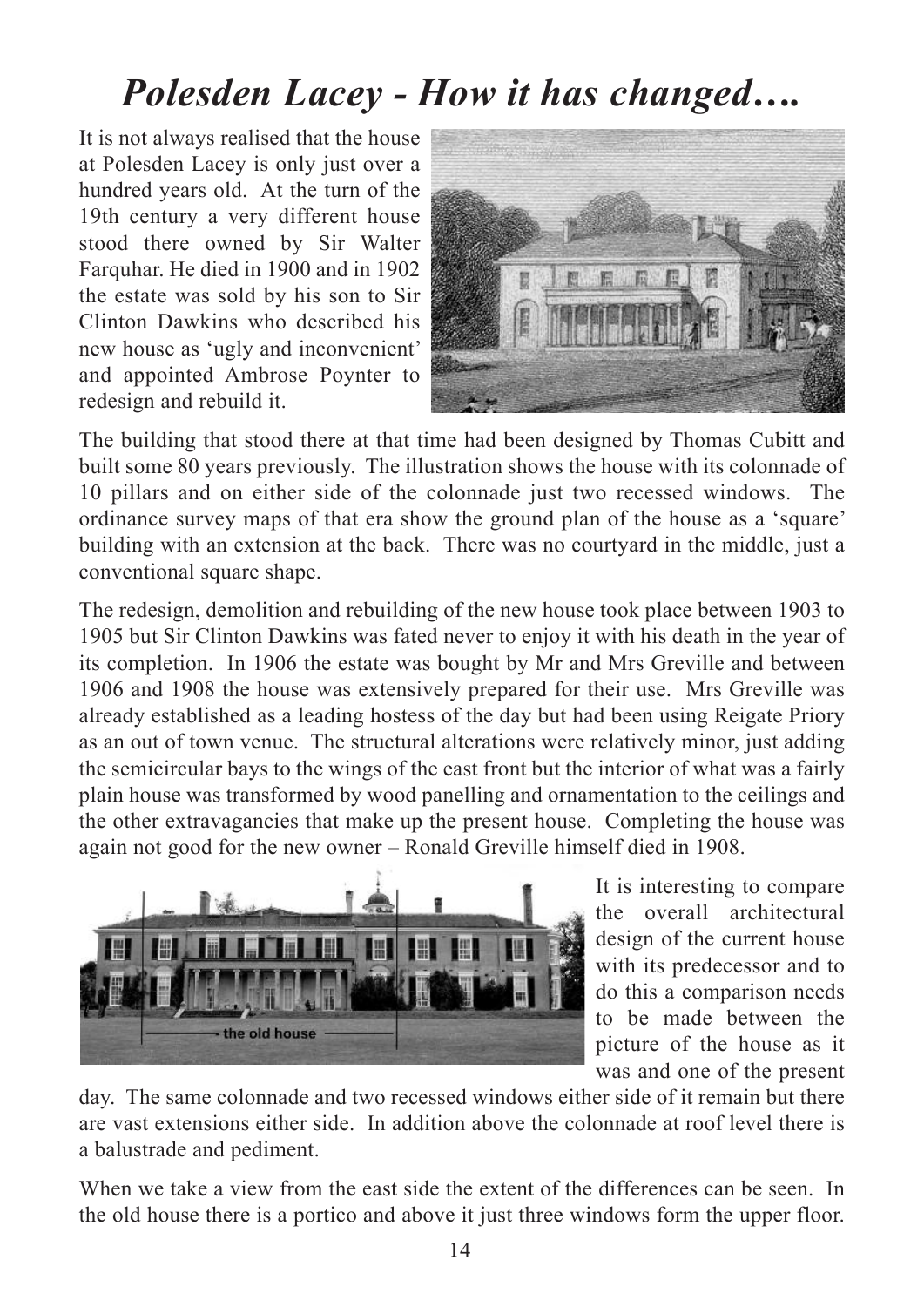# *Polesden Lacey - How it has changed….*

It is not always realised that the house at Polesden Lacey is only just over a hundred years old. At the turn of the 19th century a very different house stood there owned by Sir Walter Farquhar. He died in 1900 and in 1902 the estate was sold by his son to Sir Clinton Dawkins who described his new house as 'ugly and inconvenient' and appointed Ambrose Poynter to redesign and rebuild it.

The building that stood there at that time had been designed by Thomas Cubitt and built some 80 years previously. The illustration shows the house with its colonnade of 10 pillars and on either side of the colonnade just two recessed windows. The ordinance survey maps of that era show the ground plan of the house as a 'square' building with an extension at the back. There was no courtyard in the middle, just a conventional square shape.

The redesign, demolition and rebuilding of the new house took place between 1903 to 1905 but Sir Clinton Dawkins was fated never to enjoy it with his death in the year of its completion. In 1906 the estate was bought by Mr and Mrs Greville and between 1906 and 1908 the house was extensively prepared for their use. Mrs Greville was already established as a leading hostess of the day but had been using Reigate Priory as an out of town venue. The structural alterations were relatively minor, just adding the semicircular bays to the wings of the east front but the interior of what was a fairly plain house was transformed by wood panelling and ornamentation to the ceilings and the other extravagancies that make up the present house. Completing the house was again not good for the new owner – Ronald Greville himself died in 1908.

the old house

It is interesting to compare the overall architectural design of the current house with its predecessor and to do this a comparison needs to be made between the picture of the house as it was and one of the present day. The same colonnade and two recessed windows either side of it remain but there are vast extensions either side. In addition above the colonnade at roof level there is a balustrade and pediment.

When we take a view from the east side the extent of the differences can be seen. In the old house there is a portico and above it just three windows form the upper floor.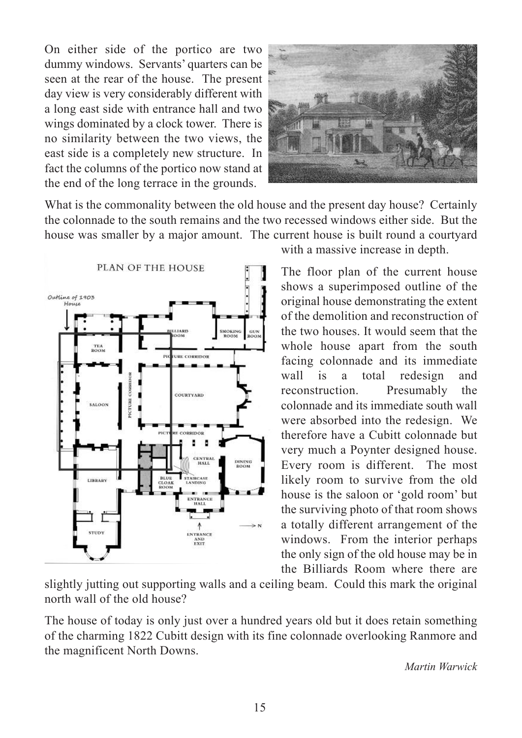On either side of the portico are two dummy windows. Servants' quarters can be seen at the rear of the house. The present day view is very considerably different with a long east side with entrance hall and two wings dominated by a clock tower. There is no similarity between the two views, the east side is a completely new structure. In fact the columns of the portico now stand at the end of the long terrace in the grounds.

What is the commonality between the old house and the present day house? Certainly the colonnade to the south remains and the two recessed windows either side. But the house was smaller by a major amount. The current house is built round a courtyard with a massive increase in depth.

The floor plan of the current house shows a superimposed outline of the original house demonstrating the extent of the demolition and reconstruction of the two houses. It would seem that the whole house apart from the south facing colonnade and its immediate wall is a total redesign and reconstruction. Presumably the colonnade and its immediate south wall were absorbed into the redesign. We therefore have a Cubitt colonnade but very much a Poynter designed house. Every room is different. The most likely room to survive from the old house is the saloon or 'gold room' but the surviving photo of that room shows a totally different arrangement of the windows. From the interior perhaps the only sign of the old house may be in the Billiards Room where there are slightly jutting out supporting walls and a ceiling beam. Could this mark the original north wall of the old house?

The house of today is only just over a hundred years old but it does retain something of the charming 1822 Cubitt design with its fine colonnade overlooking Ranmore and the magnificent North Downs.

*Martin Warwick*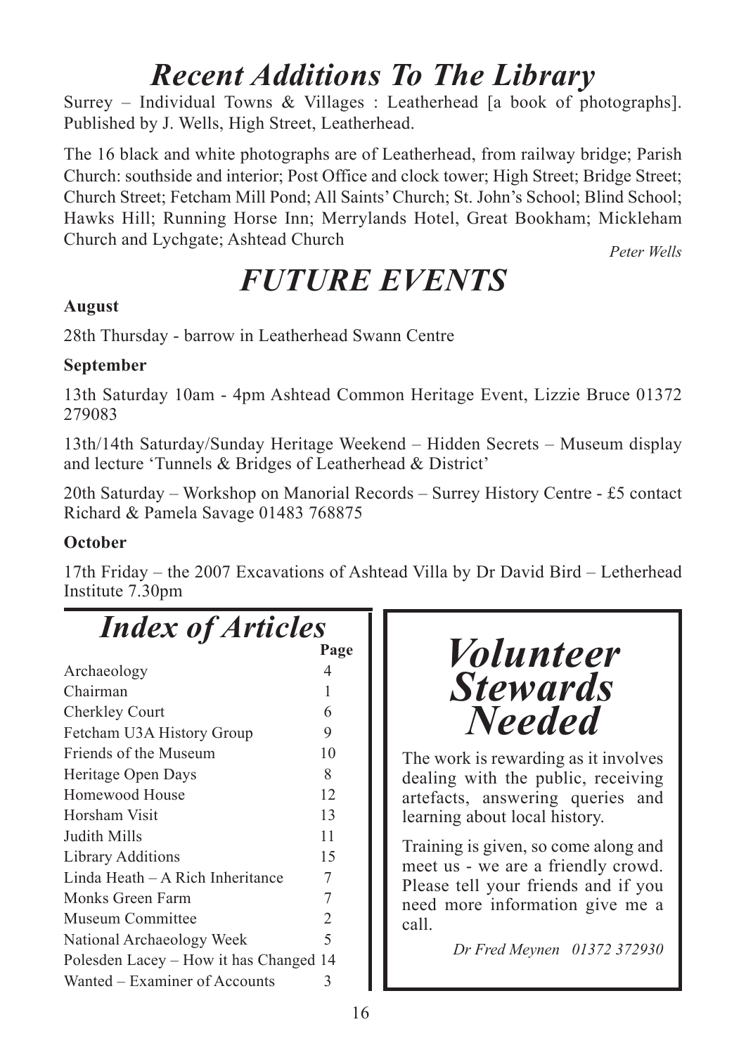# *Recent Additions To The Library*

Surrey – Individual Towns & Villages : Leatherhead [a book of photographs]. Published by J. Wells, High Street, Leatherhead.

The 16 black and white photographs are of Leatherhead, from railway bridge; Parish Church: southside and interior; Post Office and clock tower; High Street; Bridge Street; Church Street; Fetcham Mill Pond; All Saints' Church; St. John's School; Blind School; Hawks Hill; Running Horse Inn; Merrylands Hotel, Great Bookham; Mickleham Church and Lychgate; Ashtead Church

*Peter Wells*

# *FUTURE EVENTS*

**August**

28th Thursday - barrow in Leatherhead Swann Centre

**September**

13th Saturday 10am - 4pm Ashtead Common Heritage Event, Lizzie Bruce 01372 279083

13th/14th Saturday/Sunday Heritage Weekend – Hidden Secrets – Museum display and lecture 'Tunnels & Bridges of Leatherhead & District'

20th Saturday – Workshop on Manorial Records – Surrey History Centre - £5 contact Richard & Pamela Savage 01483 768875

**October**

17th Friday – the 2007 Excavations of Ashtead Villa by Dr David Bird – Letherhead Institute 7.30pm

## *Index of Articles*

| | Page |
|---|---|
| Archaeology | 4 |
| Chairman | 1 |
| Cherkley Court | 6 |
| Fetcham U3A History Group | 9 |
| Friends of the Museum | 10 |
| Heritage Open Days | 8 |
| Homewood House | 12 |
| Horsham Visit | 13 |
| Judith Mills | 11 |
| Library Additions | 15 |
| Linda Heath – A Rich Inheritance | 7 |
| Monks Green Farm | 7 |
| Museum Committee | 2 |
| National Archaeology Week | 5 |
| Polesden Lacey – How it has Changed | 14 |
| Wanted – Examiner of Accounts | 3 |

## *Volunteer Stewards Needed*

The work is rewarding as it involves dealing with the public, receiving artefacts, answering queries and learning about local history.

Training is given, so come along and meet us - we are a friendly crowd. Please tell your friends and if you need more information give me a call.

*Dr Fred Meynen 01372 372930*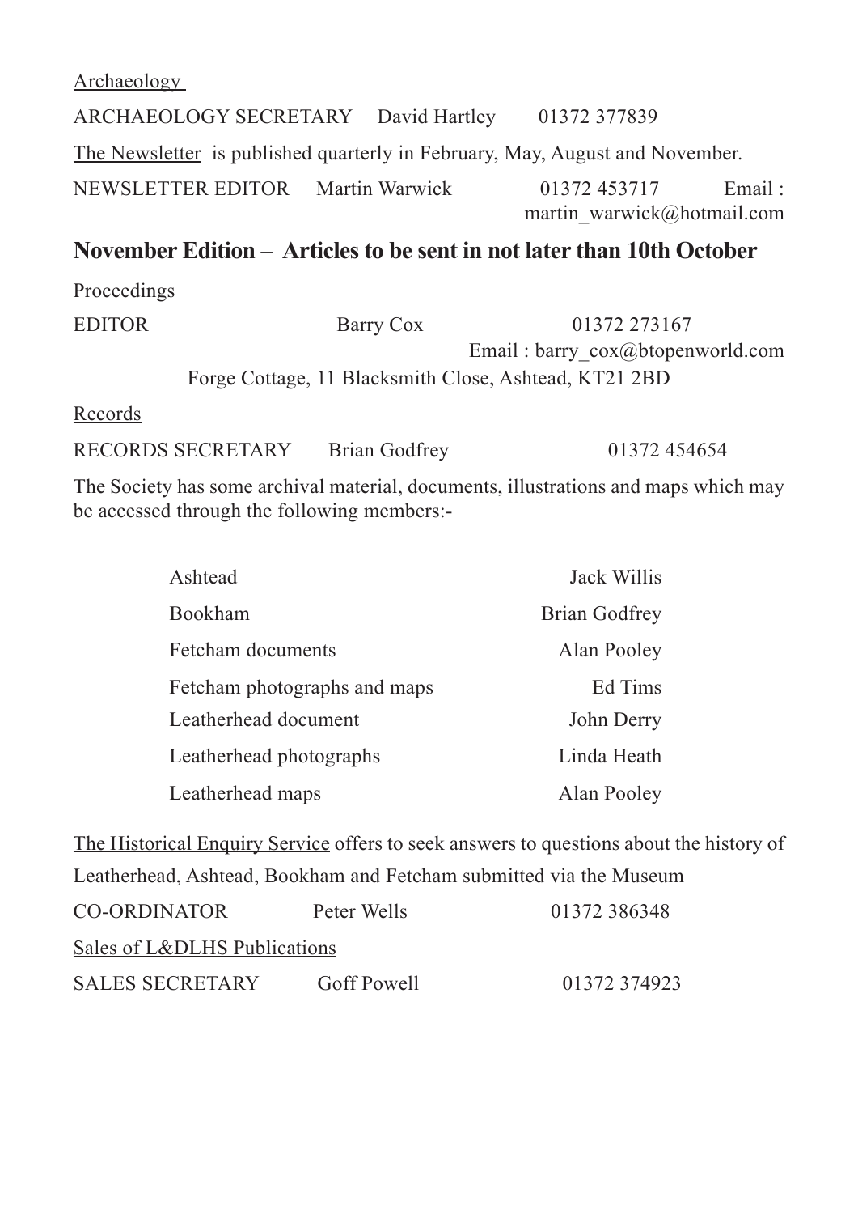Archaeology

ARCHAEOLOGY SECRETARY David Hartley 01372 377839

The Newsletter is published quarterly in February, May, August and November.

NEWSLETTER EDITOR Martin Warwick 01372 453717 Email : martin_warwick@hotmail.com

**November Edition – Articles to be sent in not later than 10th October**

Proceedings

EDITOR Barry Cox 01372 273167
Email : barry_cox@btopenworld.com
Forge Cottage, 11 Blacksmith Close, Ashtead, KT21 2BD

Records

RECORDS SECRETARY Brian Godfrey 01372 454654

The Society has some archival material, documents, illustrations and maps which may be accessed through the following members:-

| | |
|---|---|
| Ashtead | Jack Willis |
| Bookham | Brian Godfrey |
| Fetcham documents | Alan Pooley |
| Fetcham photographs and maps | Ed Tims |
| Leatherhead document | John Derry |
| Leatherhead photographs | Linda Heath |
| Leatherhead maps | Alan Pooley |

The Historical Enquiry Service offers to seek answers to questions about the history of Leatherhead, Ashtead, Bookham and Fetcham submitted via the Museum

CO-ORDINATOR Peter Wells 01372 386348

Sales of L&DLHS Publications

SALES SECRETARY Goff Powell 01372 374923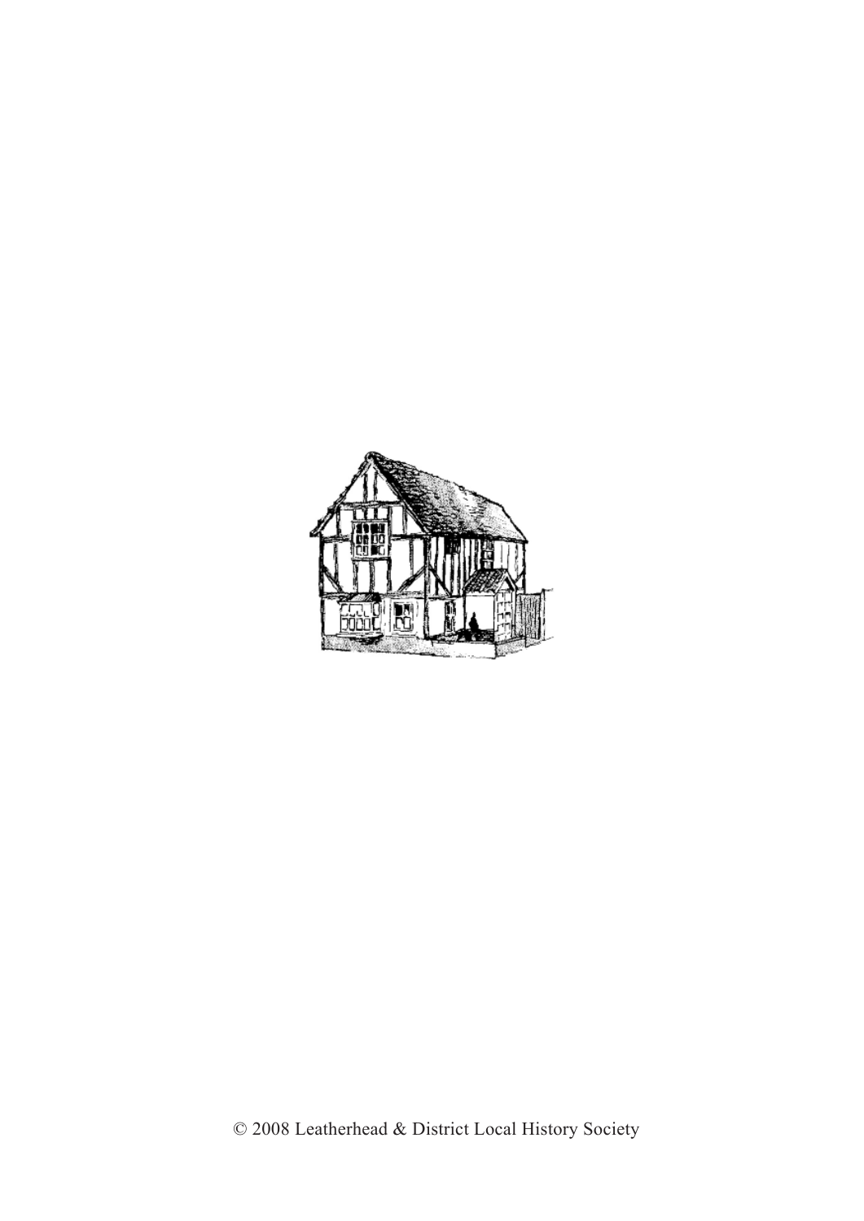© 2008 Leatherhead & District Local History Society